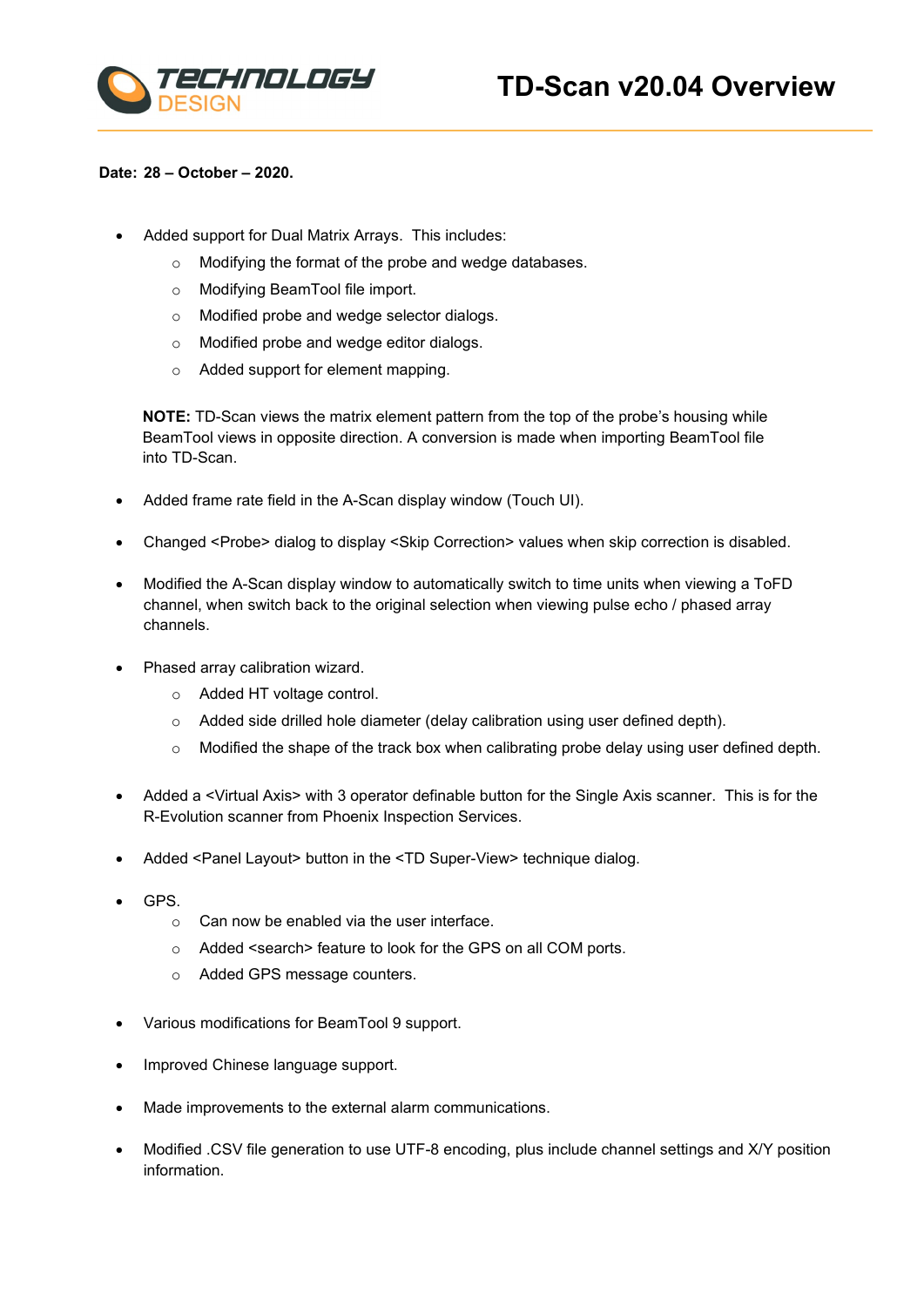# TD-Scan v20.04 Overview

**Date: 28 – October – 2020.**

- Added support for Dual Matrix Arrays. This includes:
  - Modifying the format of the probe and wedge databases.
  - Modifying BeamTool file import.
  - Modified probe and wedge selector dialogs.
  - Modified probe and wedge editor dialogs.
  - Added support for element mapping.

  **NOTE:** TD-Scan views the matrix element pattern from the top of the probe's housing while BeamTool views in opposite direction. A conversion is made when importing BeamTool file into TD-Scan.

- Added frame rate field in the A-Scan display window (Touch UI).

- Changed <Probe> dialog to display <Skip Correction> values when skip correction is disabled.

- Modified the A-Scan display window to automatically switch to time units when viewing a ToFD channel, when switch back to the original selection when viewing pulse echo / phased array channels.

- Phased array calibration wizard.
  - Added HT voltage control.
  - Added side drilled hole diameter (delay calibration using user defined depth).
  - Modified the shape of the track box when calibrating probe delay using user defined depth.

- Added a <Virtual Axis> with 3 operator definable button for the Single Axis scanner. This is for the R-Evolution scanner from Phoenix Inspection Services.

- Added <Panel Layout> button in the <TD Super-View> technique dialog.

- GPS.
  - Can now be enabled via the user interface.
  - Added <search> feature to look for the GPS on all COM ports.
  - Added GPS message counters.

- Various modifications for BeamTool 9 support.

- Improved Chinese language support.

- Made improvements to the external alarm communications.

- Modified .CSV file generation to use UTF-8 encoding, plus include channel settings and X/Y position information.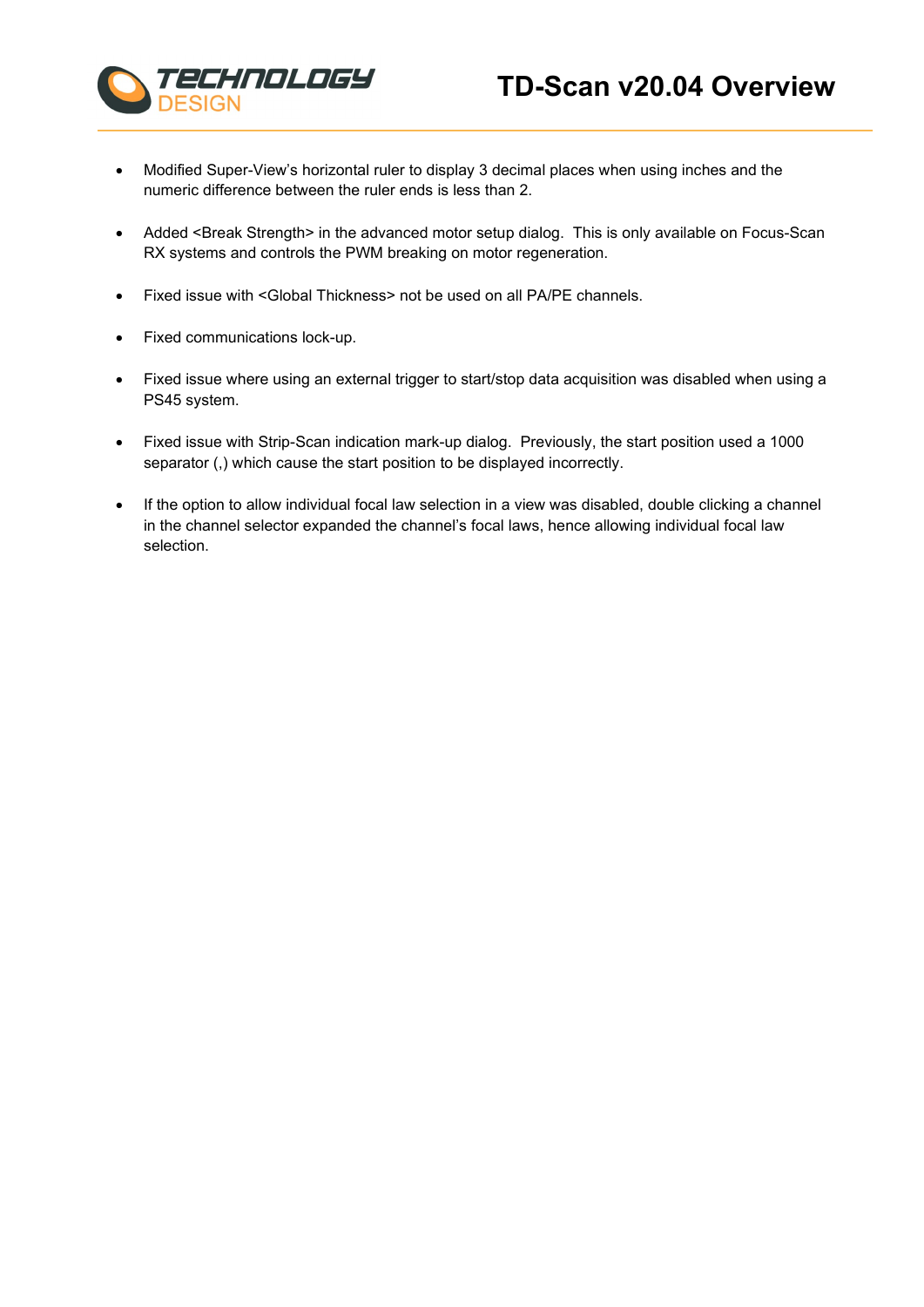- Modified Super-View's horizontal ruler to display 3 decimal places when using inches and the numeric difference between the ruler ends is less than 2.

- Added <Break Strength> in the advanced motor setup dialog. This is only available on Focus-Scan RX systems and controls the PWM breaking on motor regeneration.

- Fixed issue with <Global Thickness> not be used on all PA/PE channels.

- Fixed communications lock-up.

- Fixed issue where using an external trigger to start/stop data acquisition was disabled when using a PS45 system.

- Fixed issue with Strip-Scan indication mark-up dialog. Previously, the start position used a 1000 separator (,) which cause the start position to be displayed incorrectly.

- If the option to allow individual focal law selection in a view was disabled, double clicking a channel in the channel selector expanded the channel's focal laws, hence allowing individual focal law selection.